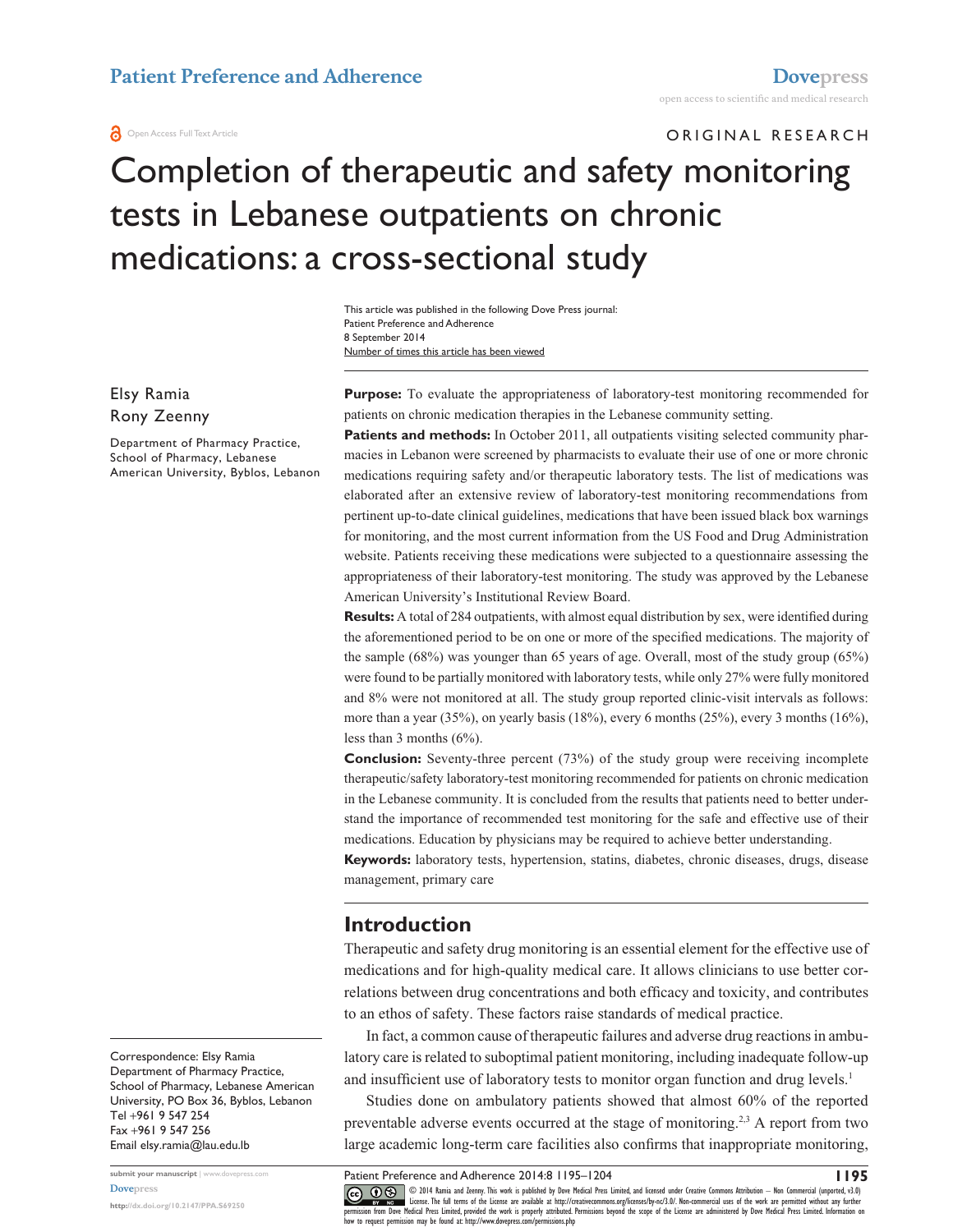ORIGINAL RESEARCH

# Completion of therapeutic and safety monitoring tests in Lebanese outpatients on chronic medications: a cross-sectional study

This article was published in the following Dove Press journal:
Patient Preference and Adherence
8 September 2014
Number of times this article has been viewed

Elsy Ramia
Rony Zeenny

Department of Pharmacy Practice, School of Pharmacy, Lebanese American University, Byblos, Lebanon

**Purpose:** To evaluate the appropriateness of laboratory-test monitoring recommended for patients on chronic medication therapies in the Lebanese community setting.

**Patients and methods:** In October 2011, all outpatients visiting selected community pharmacies in Lebanon were screened by pharmacists to evaluate their use of one or more chronic medications requiring safety and/or therapeutic laboratory tests. The list of medications was elaborated after an extensive review of laboratory-test monitoring recommendations from pertinent up-to-date clinical guidelines, medications that have been issued black box warnings for monitoring, and the most current information from the US Food and Drug Administration website. Patients receiving these medications were subjected to a questionnaire assessing the appropriateness of their laboratory-test monitoring. The study was approved by the Lebanese American University's Institutional Review Board.

**Results:** A total of 284 outpatients, with almost equal distribution by sex, were identified during the aforementioned period to be on one or more of the specified medications. The majority of the sample (68%) was younger than 65 years of age. Overall, most of the study group (65%) were found to be partially monitored with laboratory tests, while only 27% were fully monitored and 8% were not monitored at all. The study group reported clinic-visit intervals as follows: more than a year (35%), on yearly basis (18%), every 6 months (25%), every 3 months (16%), less than 3 months (6%).

**Conclusion:** Seventy-three percent (73%) of the study group were receiving incomplete therapeutic/safety laboratory-test monitoring recommended for patients on chronic medication in the Lebanese community. It is concluded from the results that patients need to better understand the importance of recommended test monitoring for the safe and effective use of their medications. Education by physicians may be required to achieve better understanding.

**Keywords:** laboratory tests, hypertension, statins, diabetes, chronic diseases, drugs, disease management, primary care

## Introduction

Therapeutic and safety drug monitoring is an essential element for the effective use of medications and for high-quality medical care. It allows clinicians to use better correlations between drug concentrations and both efficacy and toxicity, and contributes to an ethos of safety. These factors raise standards of medical practice.

In fact, a common cause of therapeutic failures and adverse drug reactions in ambulatory care is related to suboptimal patient monitoring, including inadequate follow-up and insufficient use of laboratory tests to monitor organ function and drug levels.[1]

Studies done on ambulatory patients showed that almost 60% of the reported preventable adverse events occurred at the stage of monitoring.[2,3] A report from two large academic long-term care facilities also confirms that inappropriate monitoring,

Correspondence: Elsy Ramia
Department of Pharmacy Practice, School of Pharmacy, Lebanese American University, PO Box 36, Byblos, Lebanon
Tel +961 9 547 254
Fax +961 9 547 256
Email elsy.ramia@lau.edu.lb

http://dx.doi.org/10.2147/PPA.S69250

© 2014 Ramia and Zeenny. This work is published by Dove Medical Press Limited, and licensed under Creative Commons Attribution – Non Commercial (unported, v3.0) License. The full terms of the License are available at http://creativecommons.org/licenses/by-nc/3.0/. Non-commercial uses of the work are permitted without any further permission from Dove Medical Press Limited, provided the work is properly attributed. Permissions beyond the scope of the License are administered by Dove Medical Press Limited. Information on how to request permission may be found at: http://www.dovepress.com/permissions.php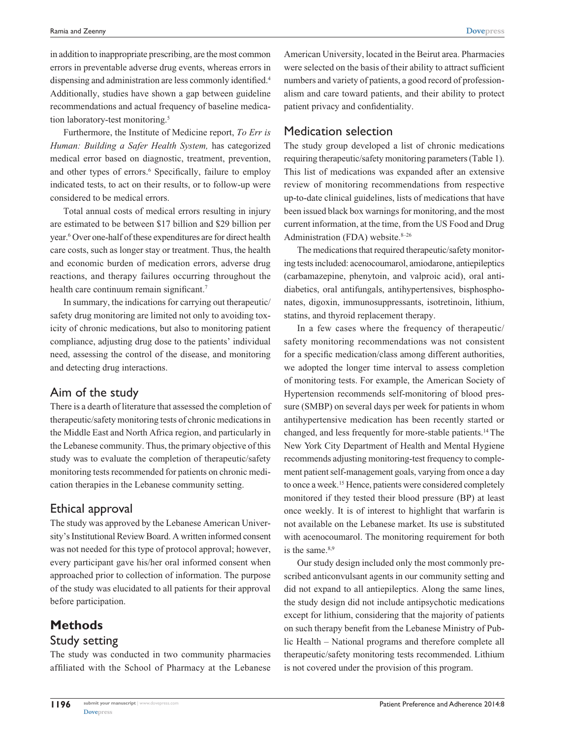in addition to inappropriate prescribing, are the most common errors in preventable adverse drug events, whereas errors in dispensing and administration are less commonly identified.[4] Additionally, studies have shown a gap between guideline recommendations and actual frequency of baseline medication laboratory-test monitoring.[5]

Furthermore, the Institute of Medicine report, *To Err is Human: Building a Safer Health System,* has categorized medical error based on diagnostic, treatment, prevention, and other types of errors.[6] Specifically, failure to employ indicated tests, to act on their results, or to follow-up were considered to be medical errors.

Total annual costs of medical errors resulting in injury are estimated to be between $17 billion and $29 billion per year.[6] Over one-half of these expenditures are for direct health care costs, such as longer stay or treatment. Thus, the health and economic burden of medication errors, adverse drug reactions, and therapy failures occurring throughout the health care continuum remain significant.[7]

In summary, the indications for carrying out therapeutic/safety drug monitoring are limited not only to avoiding toxicity of chronic medications, but also to monitoring patient compliance, adjusting drug dose to the patients' individual need, assessing the control of the disease, and monitoring and detecting drug interactions.

## Aim of the study

There is a dearth of literature that assessed the completion of therapeutic/safety monitoring tests of chronic medications in the Middle East and North Africa region, and particularly in the Lebanese community. Thus, the primary objective of this study was to evaluate the completion of therapeutic/safety monitoring tests recommended for patients on chronic medication therapies in the Lebanese community setting.

## Ethical approval

The study was approved by the Lebanese American University's Institutional Review Board. A written informed consent was not needed for this type of protocol approval; however, every participant gave his/her oral informed consent when approached prior to collection of information. The purpose of the study was elucidated to all patients for their approval before participation.

# Methods

## Study setting

The study was conducted in two community pharmacies affiliated with the School of Pharmacy at the Lebanese American University, located in the Beirut area. Pharmacies were selected on the basis of their ability to attract sufficient numbers and variety of patients, a good record of professionalism and care toward patients, and their ability to protect patient privacy and confidentiality.

## Medication selection

The study group developed a list of chronic medications requiring therapeutic/safety monitoring parameters (Table 1). This list of medications was expanded after an extensive review of monitoring recommendations from respective up-to-date clinical guidelines, lists of medications that have been issued black box warnings for monitoring, and the most current information, at the time, from the US Food and Drug Administration (FDA) website.[8–26]

The medications that required therapeutic/safety monitoring tests included: acenocoumarol, amiodarone, antiepileptics (carbamazepine, phenytoin, and valproic acid), oral antidiabetics, oral antifungals, antihypertensives, bisphosphonates, digoxin, immunosuppressants, isotretinoin, lithium, statins, and thyroid replacement therapy.

In a few cases where the frequency of therapeutic/safety monitoring recommendations was not consistent for a specific medication/class among different authorities, we adopted the longer time interval to assess completion of monitoring tests. For example, the American Society of Hypertension recommends self-monitoring of blood pressure (SMBP) on several days per week for patients in whom antihypertensive medication has been recently started or changed, and less frequently for more-stable patients.[14] The New York City Department of Health and Mental Hygiene recommends adjusting monitoring-test frequency to complement patient self-management goals, varying from once a day to once a week.[15] Hence, patients were considered completely monitored if they tested their blood pressure (BP) at least once weekly. It is of interest to highlight that warfarin is not available on the Lebanese market. Its use is substituted with acenocoumarol. The monitoring requirement for both is the same.[8,9]

Our study design included only the most commonly prescribed anticonvulsant agents in our community setting and did not expand to all antiepileptics. Along the same lines, the study design did not include antipsychotic medications except for lithium, considering that the majority of patients on such therapy benefit from the Lebanese Ministry of Public Health – National programs and therefore complete all therapeutic/safety monitoring tests recommended. Lithium is not covered under the provision of this program.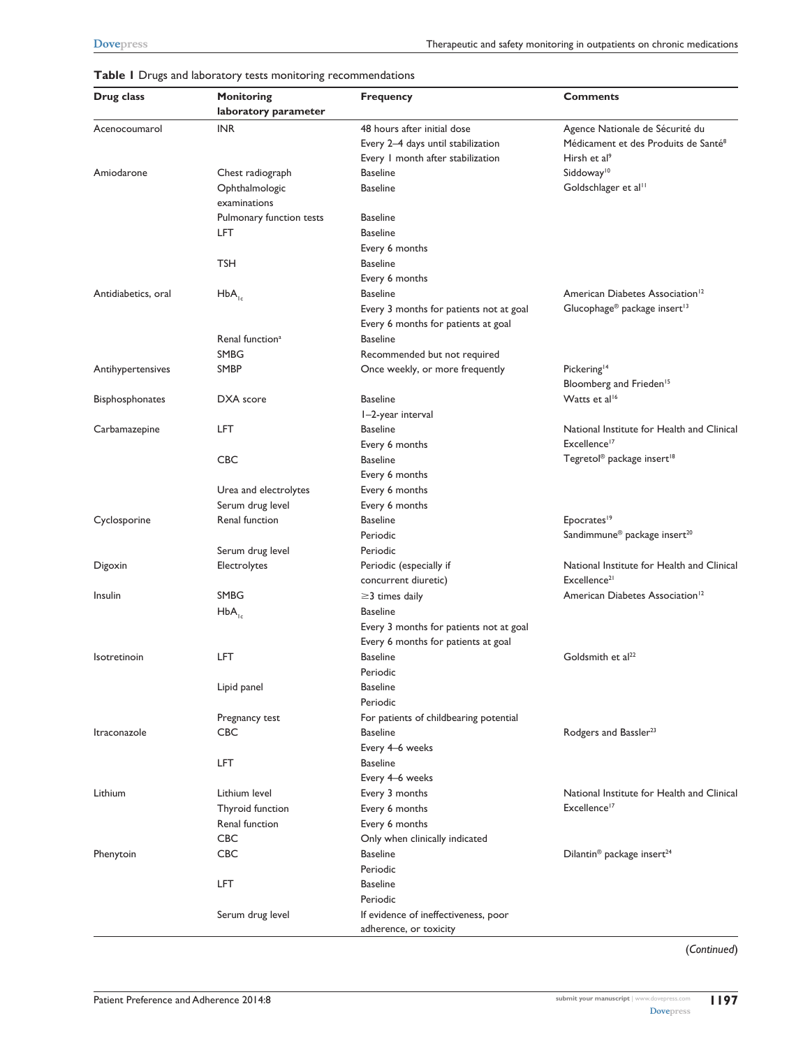**Table 1** Drugs and laboratory tests monitoring recommendations

| Drug class | Monitoring laboratory parameter | Frequency | Comments |
|---|---|---|---|
| Acenocoumarol | INR | 48 hours after initial dose | Agence Nationale de Sécurité du |
| | | Every 2–4 days until stabilization | Médicament et des Produits de Santé[8] |
| | | Every 1 month after stabilization | Hirsh et al[9] |
| Amiodarone | Chest radiograph | Baseline | Siddoway[10] |
| | Ophthalmologic examinations | Baseline | Goldschlager et al[11] |
| | Pulmonary function tests | Baseline | |
| | LFT | Baseline | |
| | | Every 6 months | |
| | TSH | Baseline | |
| | | Every 6 months | |
| Antidiabetics, oral | $HbA_{1c}$ | Baseline | American Diabetes Association[12] |
| | | Every 3 months for patients not at goal | Glucophage® package insert[13] |
| | | Every 6 months for patients at goal | |
| | Renal function[a] | Baseline | |
| | SMBG | Recommended but not required | |
| Antihypertensives | SMBP | Once weekly, or more frequently | Pickering[14] |
| | | | Bloomberg and Frieden[15] |
| Bisphosphonates | DXA score | Baseline | Watts et al[16] |
| | | 1–2-year interval | |
| Carbamazepine | LFT | Baseline | National Institute for Health and Clinical |
| | | Every 6 months | Excellence[17] |
| | CBC | Baseline | Tegretol® package insert[18] |
| | | Every 6 months | |
| | Urea and electrolytes | Every 6 months | |
| | Serum drug level | Every 6 months | |
| Cyclosporine | Renal function | Baseline | Epocrates[19] |
| | | Periodic | Sandimmune® package insert[20] |
| | Serum drug level | Periodic | |
| Digoxin | Electrolytes | Periodic (especially if concurrent diuretic) | National Institute for Health and Clinical Excellence[21] |
| Insulin | SMBG | ≥3 times daily | American Diabetes Association[12] |
| | $HbA_{1c}$ | Baseline | |
| | | Every 3 months for patients not at goal | |
| | | Every 6 months for patients at goal | |
| Isotretinoin | LFT | Baseline | Goldsmith et al[22] |
| | | Periodic | |
| | Lipid panel | Baseline | |
| | | Periodic | |
| | Pregnancy test | For patients of childbearing potential | |
| Itraconazole | CBC | Baseline | Rodgers and Bassler[23] |
| | | Every 4–6 weeks | |
| | LFT | Baseline | |
| | | Every 4–6 weeks | |
| Lithium | Lithium level | Every 3 months | National Institute for Health and Clinical |
| | Thyroid function | Every 6 months | Excellence[17] |
| | Renal function | Every 6 months | |
| | CBC | Only when clinically indicated | |
| Phenytoin | CBC | Baseline | Dilantin® package insert[24] |
| | | Periodic | |
| | LFT | Baseline | |
| | | Periodic | |
| | Serum drug level | If evidence of ineffectiveness, poor adherence, or toxicity | |

(*Continued*)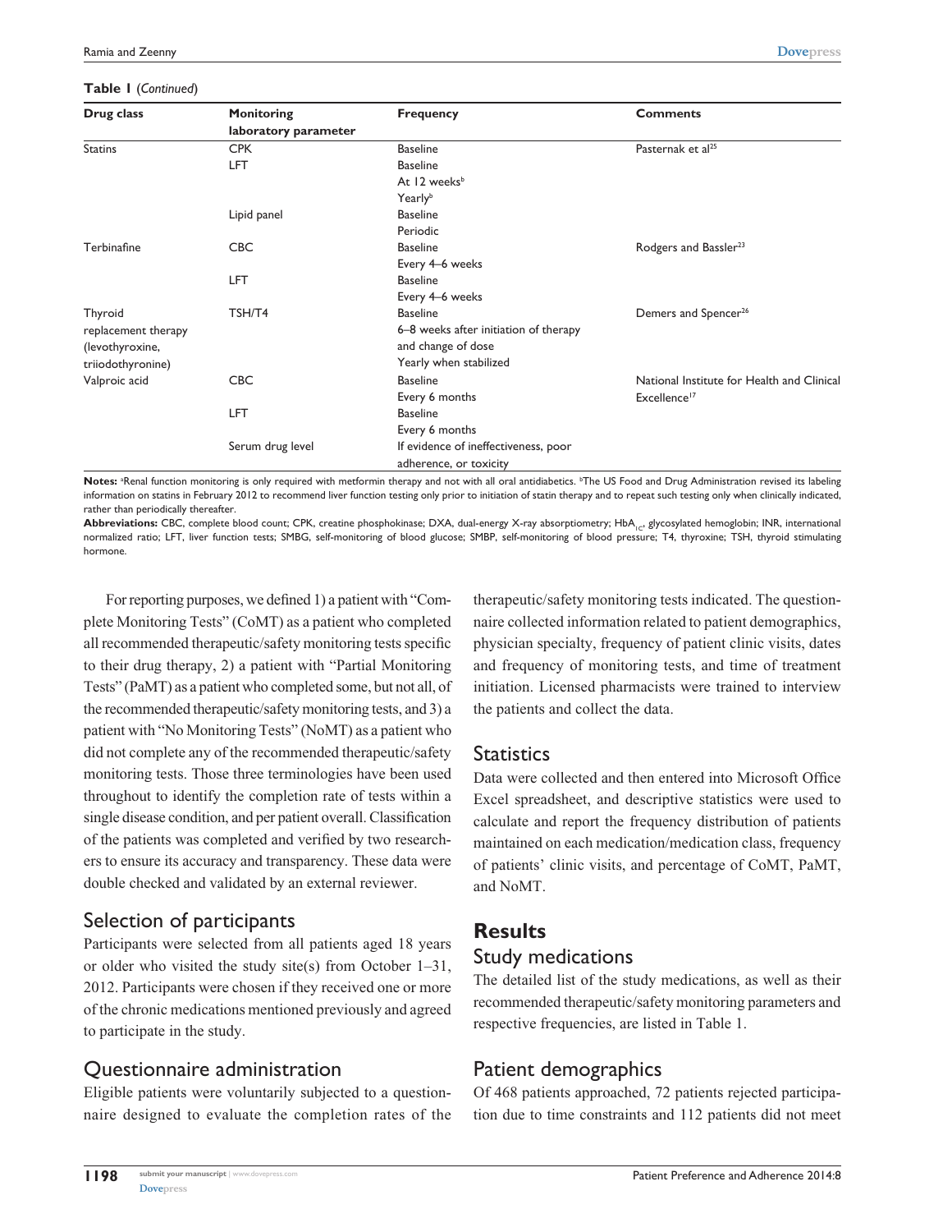**Table 1** (*Continued*)

| Drug class | Monitoring laboratory parameter | Frequency | Comments |
|---|---|---|---|
| Statins | CPK | Baseline | Pasternak et al[25] |
| | LFT | Baseline | |
| | | At 12 weeks[b] | |
| | | Yearly[b] | |
| | Lipid panel | Baseline | |
| | | Periodic | |
| Terbinafine | CBC | Baseline | Rodgers and Bassler[23] |
| | | Every 4–6 weeks | |
| | LFT | Baseline | |
| | | Every 4–6 weeks | |
| Thyroid replacement therapy (levothyroxine, triiodothyronine) | TSH/T4 | Baseline | Demers and Spencer[26] |
| | | 6–8 weeks after initiation of therapy and change of dose | |
| | | Yearly when stabilized | |
| Valproic acid | CBC | Baseline | National Institute for Health and Clinical Excellence[17] |
| | | Every 6 months | |
| | LFT | Baseline | |
| | | Every 6 months | |
| | Serum drug level | If evidence of ineffectiveness, poor adherence, or toxicity | |

**Notes:** [a]Renal function monitoring is only required with metformin therapy and not with all oral antidiabetics. [b]The US Food and Drug Administration revised its labeling information on statins in February 2012 to recommend liver function testing only prior to initiation of statin therapy and to repeat such testing only when clinically indicated, rather than periodically thereafter.

**Abbreviations:** CBC, complete blood count; CPK, creatine phosphokinase; DXA, dual-energy X-ray absorptiometry; $HbA_{1C}$, glycosylated hemoglobin; INR, international normalized ratio; LFT, liver function tests; SMBG, self-monitoring of blood glucose; SMBP, self-monitoring of blood pressure; T4, thyroxine; TSH, thyroid stimulating hormone.

For reporting purposes, we defined 1) a patient with "Complete Monitoring Tests" (CoMT) as a patient who completed all recommended therapeutic/safety monitoring tests specific to their drug therapy, 2) a patient with "Partial Monitoring Tests" (PaMT) as a patient who completed some, but not all, of the recommended therapeutic/safety monitoring tests, and 3) a patient with "No Monitoring Tests" (NoMT) as a patient who did not complete any of the recommended therapeutic/safety monitoring tests. Those three terminologies have been used throughout to identify the completion rate of tests within a single disease condition, and per patient overall. Classification of the patients was completed and verified by two researchers to ensure its accuracy and transparency. These data were double checked and validated by an external reviewer.

## Selection of participants

Participants were selected from all patients aged 18 years or older who visited the study site(s) from October 1–31, 2012. Participants were chosen if they received one or more of the chronic medications mentioned previously and agreed to participate in the study.

## Questionnaire administration

Eligible patients were voluntarily subjected to a questionnaire designed to evaluate the completion rates of the therapeutic/safety monitoring tests indicated. The questionnaire collected information related to patient demographics, physician specialty, frequency of patient clinic visits, dates and frequency of monitoring tests, and time of treatment initiation. Licensed pharmacists were trained to interview the patients and collect the data.

## Statistics

Data were collected and then entered into Microsoft Office Excel spreadsheet, and descriptive statistics were used to calculate and report the frequency distribution of patients maintained on each medication/medication class, frequency of patients' clinic visits, and percentage of CoMT, PaMT, and NoMT.

# Results

## Study medications

The detailed list of the study medications, as well as their recommended therapeutic/safety monitoring parameters and respective frequencies, are listed in Table 1.

## Patient demographics

Of 468 patients approached, 72 patients rejected participation due to time constraints and 112 patients did not meet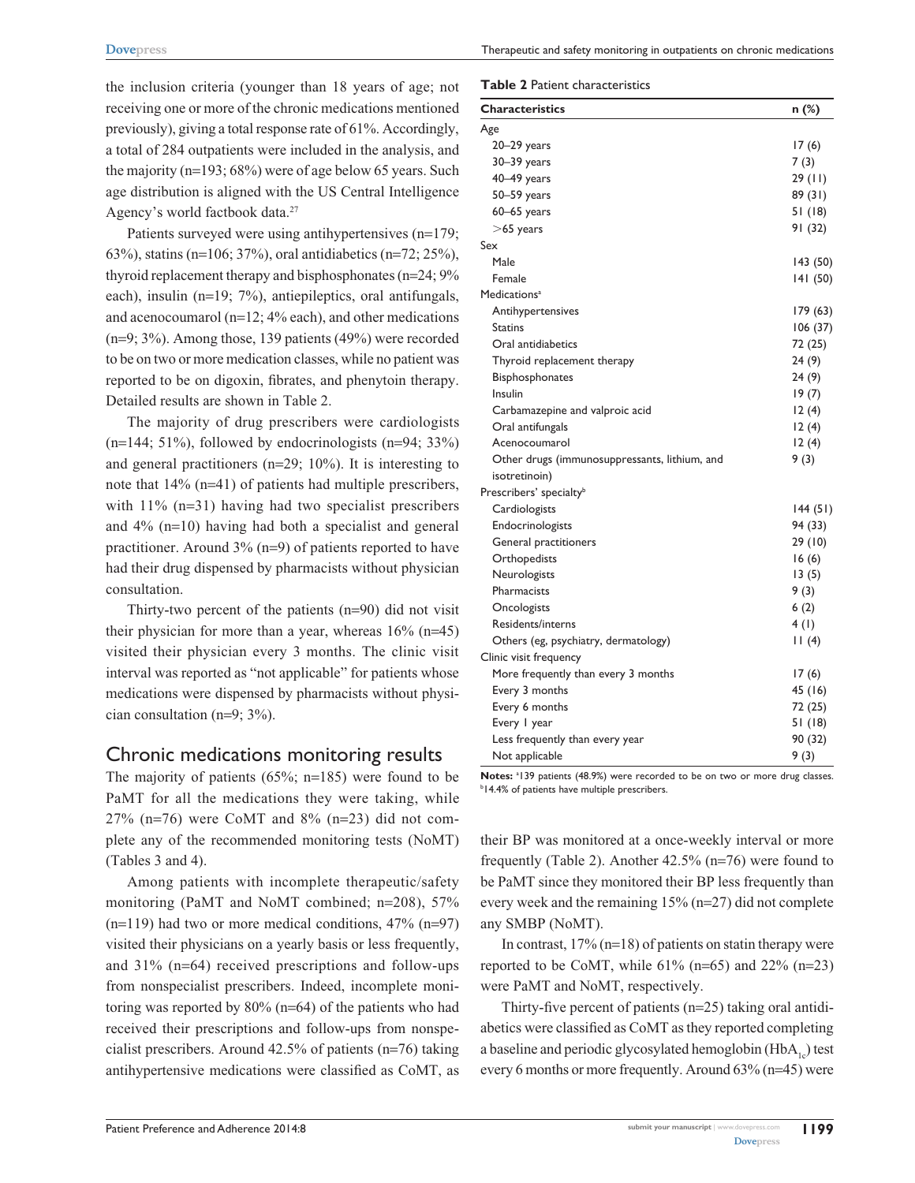the inclusion criteria (younger than 18 years of age; not receiving one or more of the chronic medications mentioned previously), giving a total response rate of 61%. Accordingly, a total of 284 outpatients were included in the analysis, and the majority (n=193; 68%) were of age below 65 years. Such age distribution is aligned with the US Central Intelligence Agency's world factbook data.[27]

Patients surveyed were using antihypertensives (n=179; 63%), statins (n=106; 37%), oral antidiabetics (n=72; 25%), thyroid replacement therapy and bisphosphonates (n=24; 9% each), insulin (n=19; 7%), antiepileptics, oral antifungals, and acenocoumarol (n=12; 4% each), and other medications (n=9; 3%). Among those, 139 patients (49%) were recorded to be on two or more medication classes, while no patient was reported to be on digoxin, fibrates, and phenytoin therapy. Detailed results are shown in Table 2.

The majority of drug prescribers were cardiologists (n=144; 51%), followed by endocrinologists (n=94; 33%) and general practitioners (n=29; 10%). It is interesting to note that 14% (n=41) of patients had multiple prescribers, with 11% (n=31) having had two specialist prescribers and 4% (n=10) having had both a specialist and general practitioner. Around 3% (n=9) of patients reported to have had their drug dispensed by pharmacists without physician consultation.

Thirty-two percent of the patients (n=90) did not visit their physician for more than a year, whereas 16% (n=45) visited their physician every 3 months. The clinic visit interval was reported as "not applicable" for patients whose medications were dispensed by pharmacists without physician consultation (n=9; 3%).

**Table 2** Patient characteristics

| Characteristics | n (%) |
|---|---|
| Age | |
| 20–29 years | 17 (6) |
| 30–39 years | 7 (3) |
| 40–49 years | 29 (11) |
| 50–59 years | 89 (31) |
| 60–65 years | 51 (18) |
| >65 years | 91 (32) |
| Sex | |
| Male | 143 (50) |
| Female | 141 (50) |
| Medications[a] | |
| Antihypertensives | 179 (63) |
| Statins | 106 (37) |
| Oral antidiabetics | 72 (25) |
| Thyroid replacement therapy | 24 (9) |
| Bisphosphonates | 24 (9) |
| Insulin | 19 (7) |
| Carbamazepine and valproic acid | 12 (4) |
| Oral antifungals | 12 (4) |
| Acenocoumarol | 12 (4) |
| Other drugs (immunosuppressants, lithium, and isotretinoin) | 9 (3) |
| Prescribers' specialty[b] | |
| Cardiologists | 144 (51) |
| Endocrinologists | 94 (33) |
| General practitioners | 29 (10) |
| Orthopedists | 16 (6) |
| Neurologists | 13 (5) |
| Pharmacists | 9 (3) |
| Oncologists | 6 (2) |
| Residents/interns | 4 (1) |
| Others (eg, psychiatry, dermatology) | 11 (4) |
| Clinic visit frequency | |
| More frequently than every 3 months | 17 (6) |
| Every 3 months | 45 (16) |
| Every 6 months | 72 (25) |
| Every 1 year | 51 (18) |
| Less frequently than every year | 90 (32) |
| Not applicable | 9 (3) |

**Notes:** [a]139 patients (48.9%) were recorded to be on two or more drug classes. [b]14.4% of patients have multiple prescribers.

## Chronic medications monitoring results

The majority of patients (65%; n=185) were found to be PaMT for all the medications they were taking, while 27% (n=76) were CoMT and 8% (n=23) did not complete any of the recommended monitoring tests (NoMT) (Tables 3 and 4).

Among patients with incomplete therapeutic/safety monitoring (PaMT and NoMT combined; n=208), 57% (n=119) had two or more medical conditions, 47% (n=97) visited their physicians on a yearly basis or less frequently, and 31% (n=64) received prescriptions and follow-ups from nonspecialist prescribers. Indeed, incomplete monitoring was reported by 80% (n=64) of the patients who had received their prescriptions and follow-ups from nonspecialist prescribers. Around 42.5% of patients (n=76) taking antihypertensive medications were classified as CoMT, as their BP was monitored at a once-weekly interval or more frequently (Table 2). Another 42.5% (n=76) were found to be PaMT since they monitored their BP less frequently than every week and the remaining 15% (n=27) did not complete any SMBP (NoMT).

In contrast, 17% (n=18) of patients on statin therapy were reported to be CoMT, while 61% (n=65) and 22% (n=23) were PaMT and NoMT, respectively.

Thirty-five percent of patients (n=25) taking oral antidiabetics were classified as CoMT as they reported completing a baseline and periodic glycosylated hemoglobin ($HbA_{1c}$) test every 6 months or more frequently. Around 63% (n=45) were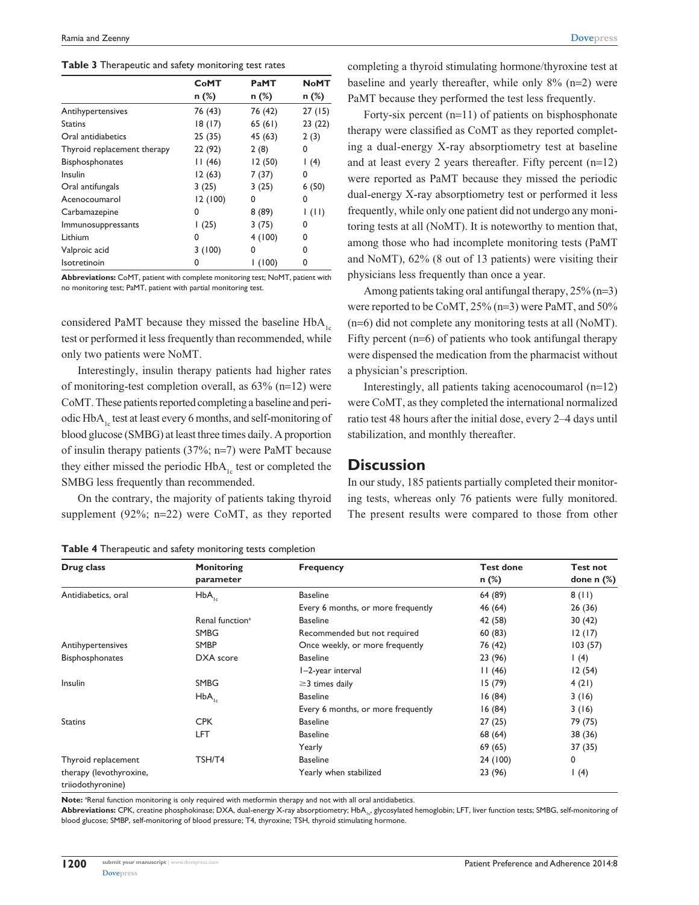**Table 3** Therapeutic and safety monitoring test rates

| | CoMT n (%) | PaMT n (%) | NoMT n (%) |
|---|---|---|---|
| Antihypertensives | 76 (43) | 76 (42) | 27 (15) |
| Statins | 18 (17) | 65 (61) | 23 (22) |
| Oral antidiabetics | 25 (35) | 45 (63) | 2 (3) |
| Thyroid replacement therapy | 22 (92) | 2 (8) | 0 |
| Bisphosphonates | 11 (46) | 12 (50) | 1 (4) |
| Insulin | 12 (63) | 7 (37) | 0 |
| Oral antifungals | 3 (25) | 3 (25) | 6 (50) |
| Acenocoumarol | 12 (100) | 0 | 0 |
| Carbamazepine | 0 | 8 (89) | 1 (11) |
| Immunosuppressants | 1 (25) | 3 (75) | 0 |
| Lithium | 0 | 4 (100) | 0 |
| Valproic acid | 3 (100) | 0 | 0 |
| Isotretinoin | 0 | 1 (100) | 0 |

**Abbreviations:** CoMT, patient with complete monitoring test; NoMT, patient with no monitoring test; PaMT, patient with partial monitoring test.

considered PaMT because they missed the baseline $HbA_{1c}$ test or performed it less frequently than recommended, while only two patients were NoMT.

Interestingly, insulin therapy patients had higher rates of monitoring-test completion overall, as 63% (n=12) were CoMT. These patients reported completing a baseline and periodic $HbA_{1c}$ test at least every 6 months, and self-monitoring of blood glucose (SMBG) at least three times daily. A proportion of insulin therapy patients (37%; n=7) were PaMT because they either missed the periodic $HbA_{1c}$ test or completed the SMBG less frequently than recommended.

On the contrary, the majority of patients taking thyroid supplement (92%; n=22) were CoMT, as they reported completing a thyroid stimulating hormone/thyroxine test at baseline and yearly thereafter, while only 8% (n=2) were PaMT because they performed the test less frequently.

Forty-six percent (n=11) of patients on bisphosphonate therapy were classified as CoMT as they reported completing a dual-energy X-ray absorptiometry test at baseline and at least every 2 years thereafter. Fifty percent (n=12) were reported as PaMT because they missed the periodic dual-energy X-ray absorptiometry test or performed it less frequently, while only one patient did not undergo any monitoring tests at all (NoMT). It is noteworthy to mention that, among those who had incomplete monitoring tests (PaMT and NoMT), 62% (8 out of 13 patients) were visiting their physicians less frequently than once a year.

Among patients taking oral antifungal therapy, 25% (n=3) were reported to be CoMT, 25% (n=3) were PaMT, and 50% (n=6) did not complete any monitoring tests at all (NoMT). Fifty percent (n=6) of patients who took antifungal therapy were dispensed the medication from the pharmacist without a physician's prescription.

Interestingly, all patients taking acenocoumarol (n=12) were CoMT, as they completed the international normalized ratio test 48 hours after the initial dose, every 2–4 days until stabilization, and monthly thereafter.

## Discussion

In our study, 185 patients partially completed their monitoring tests, whereas only 76 patients were fully monitored. The present results were compared to those from other

**Table 4** Therapeutic and safety monitoring tests completion

| Drug class | Monitoring parameter | Frequency | Test done n (%) | Test not done n (%) |
|---|---|---|---|---|
| Antidiabetics, oral | $HbA_{1c}$ | Baseline | 64 (89) | 8 (11) |
| | | Every 6 months, or more frequently | 46 (64) | 26 (36) |
| | Renal function[a] | Baseline | 42 (58) | 30 (42) |
| | SMBG | Recommended but not required | 60 (83) | 12 (17) |
| Antihypertensives | SMBP | Once weekly, or more frequently | 76 (42) | 103 (57) |
| Bisphosphonates | DXA score | Baseline | 23 (96) | 1 (4) |
| | | 1–2-year interval | 11 (46) | 12 (54) |
| Insulin | SMBG | ≥3 times daily | 15 (79) | 4 (21) |
| | $HbA_{1c}$ | Baseline | 16 (84) | 3 (16) |
| | | Every 6 months, or more frequently | 16 (84) | 3 (16) |
| Statins | CPK | Baseline | 27 (25) | 79 (75) |
| | LFT | Baseline | 68 (64) | 38 (36) |
| | | Yearly | 69 (65) | 37 (35) |
| Thyroid replacement therapy (levothyroxine, triiodothyronine) | TSH/T4 | Baseline | 24 (100) | 0 |
| | | Yearly when stabilized | 23 (96) | 1 (4) |

**Note:** [a]Renal function monitoring is only required with metformin therapy and not with all oral antidiabetics.

**Abbreviations:** CPK, creatine phosphokinase; DXA, dual-energy X-ray absorptiometry; $HbA_{1c}$, glycosylated hemoglobin; LFT, liver function tests; SMBG, self-monitoring of blood glucose; SMBP, self-monitoring of blood pressure; T4, thyroxine; TSH, thyroid stimulating hormone.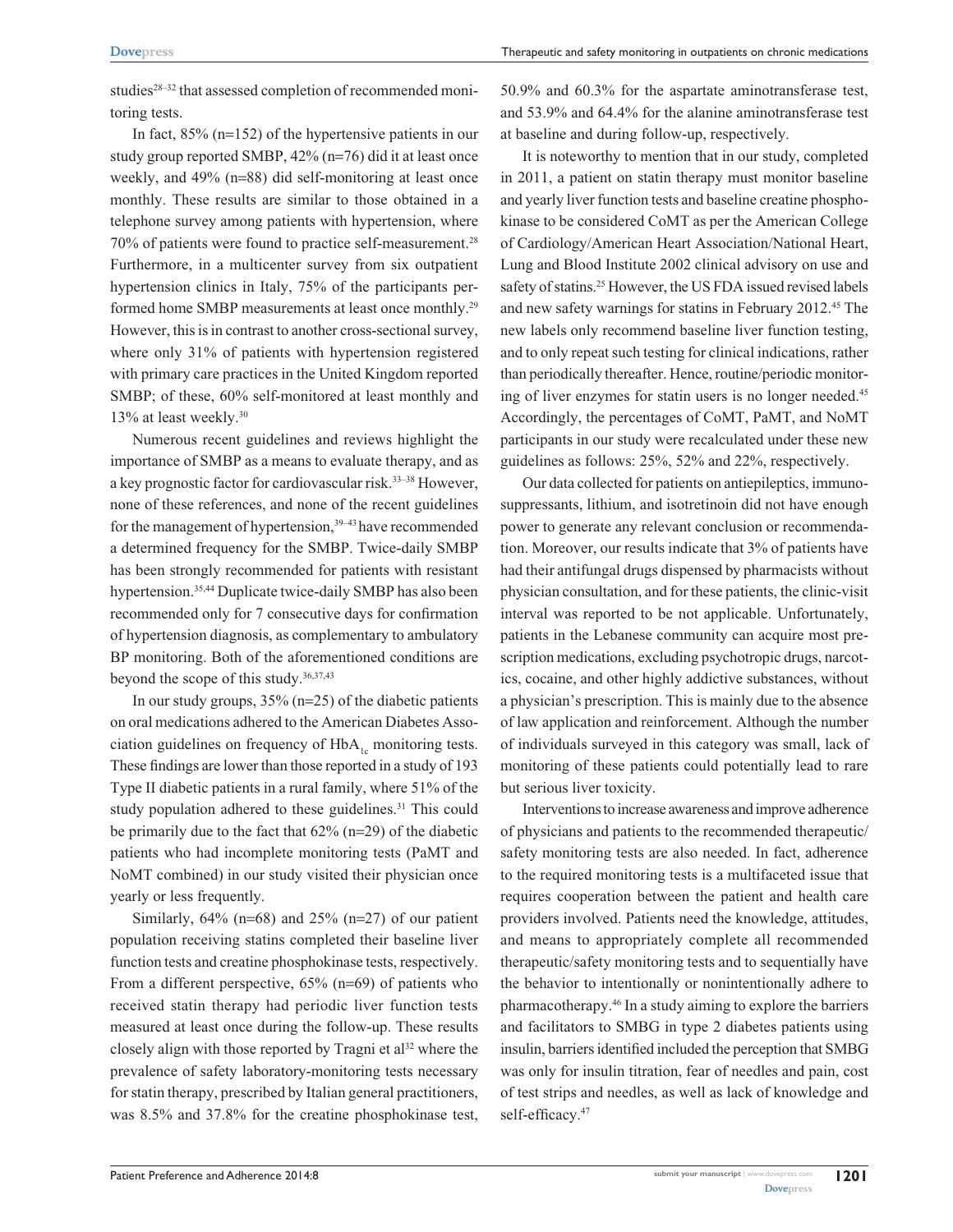studies[28–32] that assessed completion of recommended monitoring tests.

In fact, 85% (n=152) of the hypertensive patients in our study group reported SMBP, 42% (n=76) did it at least once weekly, and 49% (n=88) did self-monitoring at least once monthly. These results are similar to those obtained in a telephone survey among patients with hypertension, where 70% of patients were found to practice self-measurement.[28] Furthermore, in a multicenter survey from six outpatient hypertension clinics in Italy, 75% of the participants performed home SMBP measurements at least once monthly.[29] However, this is in contrast to another cross-sectional survey, where only 31% of patients with hypertension registered with primary care practices in the United Kingdom reported SMBP; of these, 60% self-monitored at least monthly and 13% at least weekly.[30]

Numerous recent guidelines and reviews highlight the importance of SMBP as a means to evaluate therapy, and as a key prognostic factor for cardiovascular risk.[33–38] However, none of these references, and none of the recent guidelines for the management of hypertension,[39–43] have recommended a determined frequency for the SMBP. Twice-daily SMBP has been strongly recommended for patients with resistant hypertension.[35,44] Duplicate twice-daily SMBP has also been recommended only for 7 consecutive days for confirmation of hypertension diagnosis, as complementary to ambulatory BP monitoring. Both of the aforementioned conditions are beyond the scope of this study.[36,37,43]

In our study groups, 35% (n=25) of the diabetic patients on oral medications adhered to the American Diabetes Association guidelines on frequency of $HbA_{1c}$ monitoring tests. These findings are lower than those reported in a study of 193 Type II diabetic patients in a rural family, where 51% of the study population adhered to these guidelines.[31] This could be primarily due to the fact that 62% (n=29) of the diabetic patients who had incomplete monitoring tests (PaMT and NoMT combined) in our study visited their physician once yearly or less frequently.

Similarly, 64% (n=68) and 25% (n=27) of our patient population receiving statins completed their baseline liver function tests and creatine phosphokinase tests, respectively. From a different perspective, 65% (n=69) of patients who received statin therapy had periodic liver function tests measured at least once during the follow-up. These results closely align with those reported by Tragni et al[32] where the prevalence of safety laboratory-monitoring tests necessary for statin therapy, prescribed by Italian general practitioners, was 8.5% and 37.8% for the creatine phosphokinase test, 50.9% and 60.3% for the aspartate aminotransferase test, and 53.9% and 64.4% for the alanine aminotransferase test at baseline and during follow-up, respectively.

It is noteworthy to mention that in our study, completed in 2011, a patient on statin therapy must monitor baseline and yearly liver function tests and baseline creatine phosphokinase to be considered CoMT as per the American College of Cardiology/American Heart Association/National Heart, Lung and Blood Institute 2002 clinical advisory on use and safety of statins.[25] However, the US FDA issued revised labels and new safety warnings for statins in February 2012.[45] The new labels only recommend baseline liver function testing, and to only repeat such testing for clinical indications, rather than periodically thereafter. Hence, routine/periodic monitoring of liver enzymes for statin users is no longer needed.[45] Accordingly, the percentages of CoMT, PaMT, and NoMT participants in our study were recalculated under these new guidelines as follows: 25%, 52% and 22%, respectively.

Our data collected for patients on antiepileptics, immunosuppressants, lithium, and isotretinoin did not have enough power to generate any relevant conclusion or recommendation. Moreover, our results indicate that 3% of patients have had their antifungal drugs dispensed by pharmacists without physician consultation, and for these patients, the clinic-visit interval was reported to be not applicable. Unfortunately, patients in the Lebanese community can acquire most prescription medications, excluding psychotropic drugs, narcotics, cocaine, and other highly addictive substances, without a physician's prescription. This is mainly due to the absence of law application and reinforcement. Although the number of individuals surveyed in this category was small, lack of monitoring of these patients could potentially lead to rare but serious liver toxicity.

Interventions to increase awareness and improve adherence of physicians and patients to the recommended therapeutic/safety monitoring tests are also needed. In fact, adherence to the required monitoring tests is a multifaceted issue that requires cooperation between the patient and health care providers involved. Patients need the knowledge, attitudes, and means to appropriately complete all recommended therapeutic/safety monitoring tests and to sequentially have the behavior to intentionally or nonintentionally adhere to pharmacotherapy.[46] In a study aiming to explore the barriers and facilitators to SMBG in type 2 diabetes patients using insulin, barriers identified included the perception that SMBG was only for insulin titration, fear of needles and pain, cost of test strips and needles, as well as lack of knowledge and self-efficacy.[47]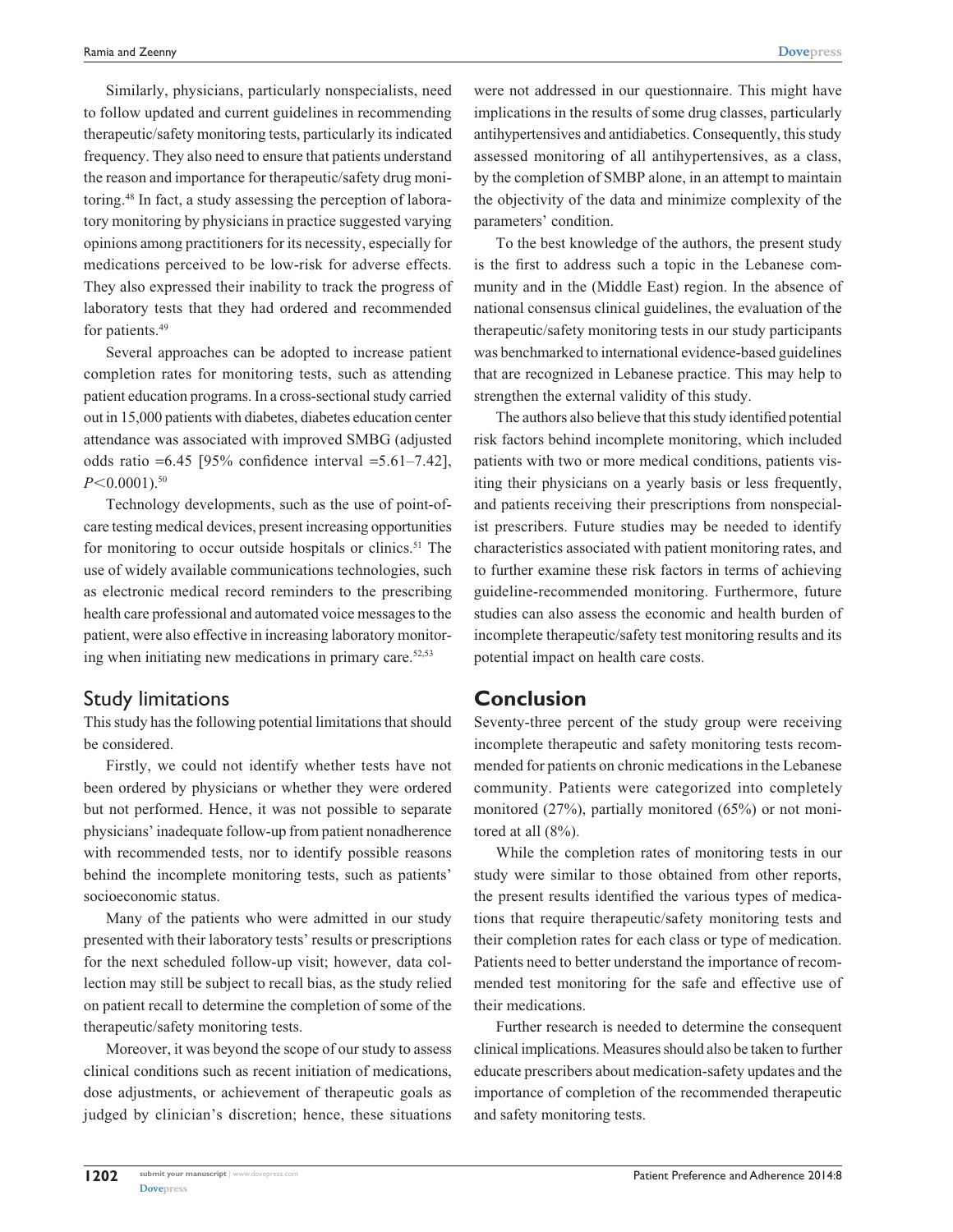Similarly, physicians, particularly nonspecialists, need to follow updated and current guidelines in recommending therapeutic/safety monitoring tests, particularly its indicated frequency. They also need to ensure that patients understand the reason and importance for therapeutic/safety drug monitoring.[48] In fact, a study assessing the perception of laboratory monitoring by physicians in practice suggested varying opinions among practitioners for its necessity, especially for medications perceived to be low-risk for adverse effects. They also expressed their inability to track the progress of laboratory tests that they had ordered and recommended for patients.[49]

Several approaches can be adopted to increase patient completion rates for monitoring tests, such as attending patient education programs. In a cross-sectional study carried out in 15,000 patients with diabetes, diabetes education center attendance was associated with improved SMBG (adjusted odds ratio =6.45 [95% confidence interval =5.61–7.42], $P<0.0001$).[50]

Technology developments, such as the use of point-of-care testing medical devices, present increasing opportunities for monitoring to occur outside hospitals or clinics.[51] The use of widely available communications technologies, such as electronic medical record reminders to the prescribing health care professional and automated voice messages to the patient, were also effective in increasing laboratory monitoring when initiating new medications in primary care.[52,53]

## Study limitations

This study has the following potential limitations that should be considered.

Firstly, we could not identify whether tests have not been ordered by physicians or whether they were ordered but not performed. Hence, it was not possible to separate physicians' inadequate follow-up from patient nonadherence with recommended tests, nor to identify possible reasons behind the incomplete monitoring tests, such as patients' socioeconomic status.

Many of the patients who were admitted in our study presented with their laboratory tests' results or prescriptions for the next scheduled follow-up visit; however, data collection may still be subject to recall bias, as the study relied on patient recall to determine the completion of some of the therapeutic/safety monitoring tests.

Moreover, it was beyond the scope of our study to assess clinical conditions such as recent initiation of medications, dose adjustments, or achievement of therapeutic goals as judged by clinician's discretion; hence, these situations were not addressed in our questionnaire. This might have implications in the results of some drug classes, particularly antihypertensives and antidiabetics. Consequently, this study assessed monitoring of all antihypertensives, as a class, by the completion of SMBP alone, in an attempt to maintain the objectivity of the data and minimize complexity of the parameters' condition.

To the best knowledge of the authors, the present study is the first to address such a topic in the Lebanese community and in the (Middle East) region. In the absence of national consensus clinical guidelines, the evaluation of the therapeutic/safety monitoring tests in our study participants was benchmarked to international evidence-based guidelines that are recognized in Lebanese practice. This may help to strengthen the external validity of this study.

The authors also believe that this study identified potential risk factors behind incomplete monitoring, which included patients with two or more medical conditions, patients visiting their physicians on a yearly basis or less frequently, and patients receiving their prescriptions from nonspecialist prescribers. Future studies may be needed to identify characteristics associated with patient monitoring rates, and to further examine these risk factors in terms of achieving guideline-recommended monitoring. Furthermore, future studies can also assess the economic and health burden of incomplete therapeutic/safety test monitoring results and its potential impact on health care costs.

## Conclusion

Seventy-three percent of the study group were receiving incomplete therapeutic and safety monitoring tests recommended for patients on chronic medications in the Lebanese community. Patients were categorized into completely monitored (27%), partially monitored (65%) or not monitored at all (8%).

While the completion rates of monitoring tests in our study were similar to those obtained from other reports, the present results identified the various types of medications that require therapeutic/safety monitoring tests and their completion rates for each class or type of medication. Patients need to better understand the importance of recommended test monitoring for the safe and effective use of their medications.

Further research is needed to determine the consequent clinical implications. Measures should also be taken to further educate prescribers about medication-safety updates and the importance of completion of the recommended therapeutic and safety monitoring tests.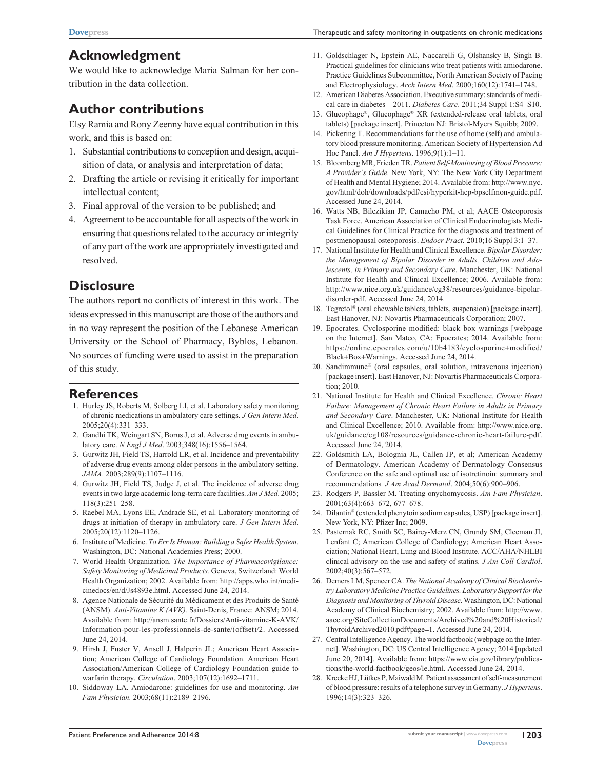## Acknowledgment

We would like to acknowledge Maria Salman for her contribution in the data collection.

## Author contributions

Elsy Ramia and Rony Zeenny have equal contribution in this work, and this is based on:

1. Substantial contributions to conception and design, acquisition of data, or analysis and interpretation of data;
2. Drafting the article or revising it critically for important intellectual content;
3. Final approval of the version to be published; and
4. Agreement to be accountable for all aspects of the work in ensuring that questions related to the accuracy or integrity of any part of the work are appropriately investigated and resolved.

## Disclosure

The authors report no conflicts of interest in this work. The ideas expressed in this manuscript are those of the authors and in no way represent the position of the Lebanese American University or the School of Pharmacy, Byblos, Lebanon. No sources of funding were used to assist in the preparation of this study.

## References

1. Hurley JS, Roberts M, Solberg LI, et al. Laboratory safety monitoring of chronic medications in ambulatory care settings. *J Gen Intern Med*. 2005;20(4):331–333.
2. Gandhi TK, Weingart SN, Borus J, et al. Adverse drug events in ambulatory care. *N Engl J Med*. 2003;348(16):1556–1564.
3. Gurwitz JH, Field TS, Harrold LR, et al. Incidence and preventability of adverse drug events among older persons in the ambulatory setting. *JAMA*. 2003;289(9):1107–1116.
4. Gurwitz JH, Field TS, Judge J, et al. The incidence of adverse drug events in two large academic long-term care facilities. *Am J Med*. 2005;118(3):251–258.
5. Raebel MA, Lyons EE, Andrade SE, et al. Laboratory monitoring of drugs at initiation of therapy in ambulatory care. *J Gen Intern Med*. 2005;20(12):1120–1126.
6. Institute of Medicine. *To Err Is Human: Building a Safer Health System*. Washington, DC: National Academies Press; 2000.
7. World Health Organization. *The Importance of Pharmacovigilance: Safety Monitoring of Medicinal Products.* Geneva, Switzerland: World Health Organization; 2002. Available from: http://apps.who.int/medicinedocs/en/d/Js4893e.html. Accessed June 24, 2014.
8. Agence Nationale de Sécurité du Médicament et des Produits de Santé (ANSM). *Anti-Vitamine K (AVK).* Saint-Denis, France: ANSM; 2014. Available from: http://ansm.sante.fr/Dossiers/Anti-vitamine-K-AVK/Information-pour-les-professionnels-de-sante/(offset)/2. Accessed June 24, 2014.
9. Hirsh J, Fuster V, Ansell J, Halperin JL; American Heart Association; American College of Cardiology Foundation. American Heart Association/American College of Cardiology Foundation guide to warfarin therapy. *Circulation*. 2003;107(12):1692–1711.
10. Siddoway LA. Amiodarone: guidelines for use and monitoring. *Am Fam Physician.* 2003;68(11):2189–2196.
11. Goldschlager N, Epstein AE, Naccarelli G, Olshansky B, Singh B. Practical guidelines for clinicians who treat patients with amiodarone. Practice Guidelines Subcommittee, North American Society of Pacing and Electrophysiology. *Arch Intern Med*. 2000;160(12):1741–1748.
12. American Diabetes Association. Executive summary: standards of medical care in diabetes – 2011. *Diabetes Care*. 2011;34 Suppl 1:S4–S10.
13. Glucophage®, Glucophage® XR (extended-release oral tablets, oral tablets) [package insert]. Princeton NJ: Bristol-Myers Squibb; 2009.
14. Pickering T. Recommendations for the use of home (self) and ambulatory blood pressure monitoring. American Society of Hypertension Ad Hoc Panel. *Am J Hypertens*. 1996;9(1):1–11.
15. Bloomberg MR, Frieden TR. *Patient Self-Monitoring of Blood Pressure: A Provider's Guide.* New York, NY: The New York City Department of Health and Mental Hygiene; 2014. Available from: http://www.nyc.gov/html/doh/downloads/pdf/csi/hyperkit-hcp-bpselfmon-guide.pdf. Accessed June 24, 2014.
16. Watts NB, Bilezikian JP, Camacho PM, et al; AACE Osteoporosis Task Force. American Association of Clinical Endocrinologists Medical Guidelines for Clinical Practice for the diagnosis and treatment of postmenopausal osteoporosis. *Endocr Pract.* 2010;16 Suppl 3:1–37.
17. National Institute for Health and Clinical Excellence. *Bipolar Disorder: the Management of Bipolar Disorder in Adults, Children and Adolescents, in Primary and Secondary Care*. Manchester, UK: National Institute for Health and Clinical Excellence; 2006. Available from: http://www.nice.org.uk/guidance/cg38/resources/guidance-bipolar-disorder-pdf. Accessed June 24, 2014.
18. Tegretol® (oral chewable tablets, tablets, suspension) [package insert]. East Hanover, NJ: Novartis Pharmaceuticals Corporation; 2007.
19. Epocrates. Cyclosporine modified: black box warnings [webpage on the Internet]. San Mateo, CA: Epocrates; 2014. Available from: https://online.epocrates.com/u/10b4183/cyclosporine+modified/Black+Box+Warnings. Accessed June 24, 2014.
20. Sandimmune® (oral capsules, oral solution, intravenous injection) [package insert]. East Hanover, NJ: Novartis Pharmaceuticals Corporation; 2010.
21. National Institute for Health and Clinical Excellence. *Chronic Heart Failure: Management of Chronic Heart Failure in Adults in Primary and Secondary Care*. Manchester, UK: National Institute for Health and Clinical Excellence; 2010. Available from: http://www.nice.org.uk/guidance/cg108/resources/guidance-chronic-heart-failure-pdf. Accessed June 24, 2014.
22. Goldsmith LA, Bolognia JL, Callen JP, et al; American Academy of Dermatology. American Academy of Dermatology Consensus Conference on the safe and optimal use of isotretinoin: summary and recommendations. *J Am Acad Dermatol*. 2004;50(6):900–906.
23. Rodgers P, Bassler M. Treating onychomycosis. *Am Fam Physician*. 2001;63(4):663–672, 677–678.
24. Dilantin® (extended phenytoin sodium capsules, USP) [package insert]. New York, NY: Pfizer Inc; 2009.
25. Pasternak RC, Smith SC, Bairey-Merz CN, Grundy SM, Cleeman JI, Lenfant C; American College of Cardiology; American Heart Association; National Heart, Lung and Blood Institute. ACC/AHA/NHLBI clinical advisory on the use and safety of statins. *J Am Coll Cardiol*. 2002;40(3):567–572.
26. Demers LM, Spencer CA. *The National Academy of Clinical Biochemistry Laboratory Medicine Practice Guidelines. Laboratory Support for the Diagnosis and Monitoring of Thyroid Disease*. Washington, DC: National Academy of Clinical Biochemistry; 2002. Available from: http://www.aacc.org/SiteCollectionDocuments/Archived%20and%20Historical/ThyroidArchived2010.pdf#page=1. Accessed June 24, 2014.
27. Central Intelligence Agency. The world factbook (webpage on the Internet]. Washington, DC: US Central Intelligence Agency; 2014 [updated June 20, 2014]. Available from: https://www.cia.gov/library/publications/the-world-factbook/geos/le.html. Accessed June 24, 2014.
28. Krecke HJ, Lütkes P, Maiwald M. Patient assessment of self-measurement of blood pressure: results of a telephone survey in Germany. *J Hypertens*. 1996;14(3):323–326.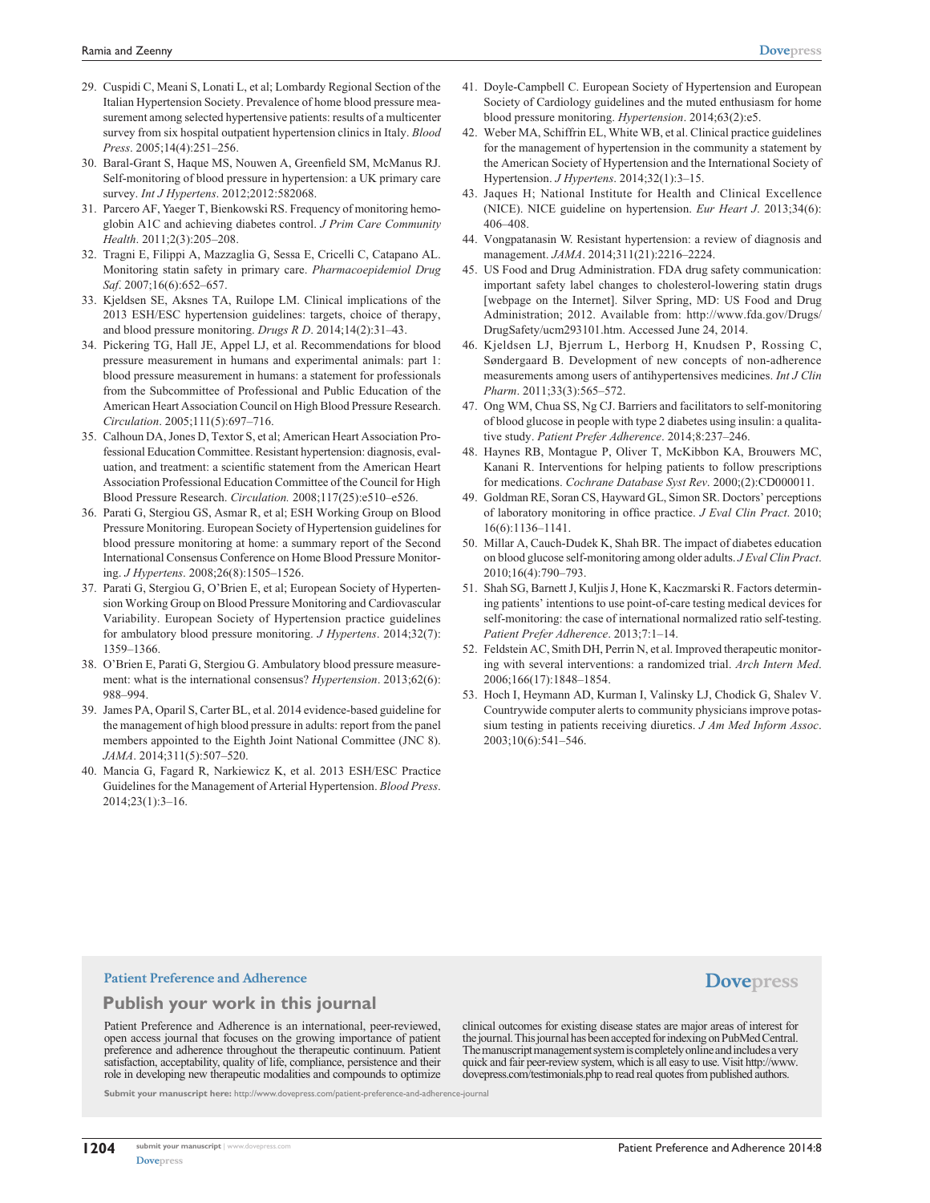29. Cuspidi C, Meani S, Lonati L, et al; Lombardy Regional Section of the Italian Hypertension Society. Prevalence of home blood pressure measurement among selected hypertensive patients: results of a multicenter survey from six hospital outpatient hypertension clinics in Italy. *Blood Press*. 2005;14(4):251–256.
30. Baral-Grant S, Haque MS, Nouwen A, Greenfield SM, McManus RJ. Self-monitoring of blood pressure in hypertension: a UK primary care survey. *Int J Hypertens*. 2012;2012:582068.
31. Parcero AF, Yaeger T, Bienkowski RS. Frequency of monitoring hemoglobin A1C and achieving diabetes control. *J Prim Care Community Health*. 2011;2(3):205–208.
32. Tragni E, Filippi A, Mazzaglia G, Sessa E, Cricelli C, Catapano AL. Monitoring statin safety in primary care. *Pharmacoepidemiol Drug Saf*. 2007;16(6):652–657.
33. Kjeldsen SE, Aksnes TA, Ruilope LM. Clinical implications of the 2013 ESH/ESC hypertension guidelines: targets, choice of therapy, and blood pressure monitoring. *Drugs R D*. 2014;14(2):31–43.
34. Pickering TG, Hall JE, Appel LJ, et al. Recommendations for blood pressure measurement in humans and experimental animals: part 1: blood pressure measurement in humans: a statement for professionals from the Subcommittee of Professional and Public Education of the American Heart Association Council on High Blood Pressure Research. *Circulation*. 2005;111(5):697–716.
35. Calhoun DA, Jones D, Textor S, et al; American Heart Association Professional Education Committee. Resistant hypertension: diagnosis, evaluation, and treatment: a scientific statement from the American Heart Association Professional Education Committee of the Council for High Blood Pressure Research. *Circulation.* 2008;117(25):e510–e526.
36. Parati G, Stergiou GS, Asmar R, et al; ESH Working Group on Blood Pressure Monitoring. European Society of Hypertension guidelines for blood pressure monitoring at home: a summary report of the Second International Consensus Conference on Home Blood Pressure Monitoring. *J Hypertens*. 2008;26(8):1505–1526.
37. Parati G, Stergiou G, O'Brien E, et al; European Society of Hypertension Working Group on Blood Pressure Monitoring and Cardiovascular Variability. European Society of Hypertension practice guidelines for ambulatory blood pressure monitoring. *J Hypertens*. 2014;32(7): 1359–1366.
38. O'Brien E, Parati G, Stergiou G. Ambulatory blood pressure measurement: what is the international consensus? *Hypertension*. 2013;62(6): 988–994.
39. James PA, Oparil S, Carter BL, et al. 2014 evidence-based guideline for the management of high blood pressure in adults: report from the panel members appointed to the Eighth Joint National Committee (JNC 8). *JAMA*. 2014;311(5):507–520.
40. Mancia G, Fagard R, Narkiewicz K, et al. 2013 ESH/ESC Practice Guidelines for the Management of Arterial Hypertension. *Blood Press*. 2014;23(1):3–16.
41. Doyle-Campbell C. European Society of Hypertension and European Society of Cardiology guidelines and the muted enthusiasm for home blood pressure monitoring. *Hypertension*. 2014;63(2):e5.
42. Weber MA, Schiffrin EL, White WB, et al. Clinical practice guidelines for the management of hypertension in the community a statement by the American Society of Hypertension and the International Society of Hypertension. *J Hypertens*. 2014;32(1):3–15.
43. Jaques H; National Institute for Health and Clinical Excellence (NICE). NICE guideline on hypertension. *Eur Heart J*. 2013;34(6): 406–408.
44. Vongpatanasin W. Resistant hypertension: a review of diagnosis and management. *JAMA*. 2014;311(21):2216–2224.
45. US Food and Drug Administration. FDA drug safety communication: important safety label changes to cholesterol-lowering statin drugs [webpage on the Internet]. Silver Spring, MD: US Food and Drug Administration; 2012. Available from: http://www.fda.gov/Drugs/DrugSafety/ucm293101.htm. Accessed June 24, 2014.
46. Kjeldsen LJ, Bjerrum L, Herborg H, Knudsen P, Rossing C, Søndergaard B. Development of new concepts of non-adherence measurements among users of antihypertensives medicines. *Int J Clin Pharm*. 2011;33(3):565–572.
47. Ong WM, Chua SS, Ng CJ. Barriers and facilitators to self-monitoring of blood glucose in people with type 2 diabetes using insulin: a qualitative study. *Patient Prefer Adherence*. 2014;8:237–246.
48. Haynes RB, Montague P, Oliver T, McKibbon KA, Brouwers MC, Kanani R. Interventions for helping patients to follow prescriptions for medications. *Cochrane Database Syst Rev*. 2000;(2):CD000011.
49. Goldman RE, Soran CS, Hayward GL, Simon SR. Doctors' perceptions of laboratory monitoring in office practice. *J Eval Clin Pract*. 2010; 16(6):1136–1141.
50. Millar A, Cauch-Dudek K, Shah BR. The impact of diabetes education on blood glucose self-monitoring among older adults. *J Eval Clin Pract*. 2010;16(4):790–793.
51. Shah SG, Barnett J, Kuljis J, Hone K, Kaczmarski R. Factors determining patients' intentions to use point-of-care testing medical devices for self-monitoring: the case of international normalized ratio self-testing. *Patient Prefer Adherence*. 2013;7:1–14.
52. Feldstein AC, Smith DH, Perrin N, et al. Improved therapeutic monitoring with several interventions: a randomized trial. *Arch Intern Med*. 2006;166(17):1848–1854.
53. Hoch I, Heymann AD, Kurman I, Valinsky LJ, Chodick G, Shalev V. Countrywide computer alerts to community physicians improve potassium testing in patients receiving diuretics. *J Am Med Inform Assoc*. 2003;10(6):541–546.

**Patient Preference and Adherence**

## Publish your work in this journal

Patient Preference and Adherence is an international, peer-reviewed, open access journal that focuses on the growing importance of patient preference and adherence throughout the therapeutic continuum. Patient satisfaction, acceptability, quality of life, compliance, persistence and their role in developing new therapeutic modalities and compounds to optimize clinical outcomes for existing disease states are major areas of interest for the journal. This journal has been accepted for indexing on PubMed Central. The manuscript management system is completely online and includes a very quick and fair peer-review system, which is all easy to use. Visit http://www.dovepress.com/testimonials.php to read real quotes from published authors.

**Submit your manuscript here:** http://www.dovepress.com/patient-preference-and-adherence-journal